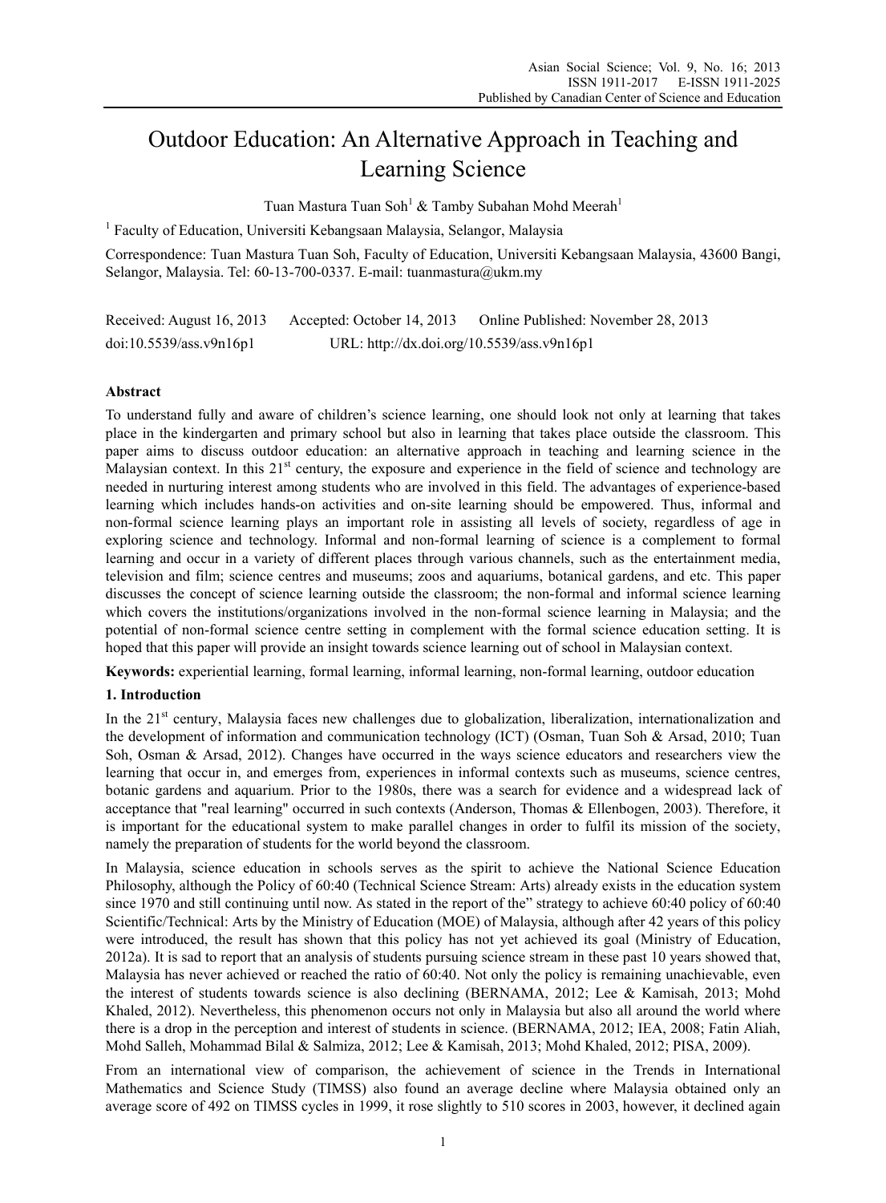# Outdoor Education: An Alternative Approach in Teaching and Learning Science

Tuan Mastura Tuan Soh[1] & Tamby Subahan Mohd Meerah[1]

[1] Faculty of Education, Universiti Kebangsaan Malaysia, Selangor, Malaysia

Correspondence: Tuan Mastura Tuan Soh, Faculty of Education, Universiti Kebangsaan Malaysia, 43600 Bangi, Selangor, Malaysia. Tel: 60-13-700-0337. E-mail: tuanmastura@ukm.my

Received: August 16, 2013 Accepted: October 14, 2013 Online Published: November 28, 2013

doi:10.5539/ass.v9n16p1 URL: http://dx.doi.org/10.5539/ass.v9n16p1

## Abstract

To understand fully and aware of children's science learning, one should look not only at learning that takes place in the kindergarten and primary school but also in learning that takes place outside the classroom. This paper aims to discuss outdoor education: an alternative approach in teaching and learning science in the Malaysian context. In this 21st century, the exposure and experience in the field of science and technology are needed in nurturing interest among students who are involved in this field. The advantages of experience-based learning which includes hands-on activities and on-site learning should be empowered. Thus, informal and non-formal science learning plays an important role in assisting all levels of society, regardless of age in exploring science and technology. Informal and non-formal learning of science is a complement to formal learning and occur in a variety of different places through various channels, such as the entertainment media, television and film; science centres and museums; zoos and aquariums, botanical gardens, and etc. This paper discusses the concept of science learning outside the classroom; the non-formal and informal science learning which covers the institutions/organizations involved in the non-formal science learning in Malaysia; and the potential of non-formal science centre setting in complement with the formal science education setting. It is hoped that this paper will provide an insight towards science learning out of school in Malaysian context.

**Keywords:** experiential learning, formal learning, informal learning, non-formal learning, outdoor education

## 1. Introduction

In the 21st century, Malaysia faces new challenges due to globalization, liberalization, internationalization and the development of information and communication technology (ICT) (Osman, Tuan Soh & Arsad, 2010; Tuan Soh, Osman & Arsad, 2012). Changes have occurred in the ways science educators and researchers view the learning that occur in, and emerges from, experiences in informal contexts such as museums, science centres, botanic gardens and aquarium. Prior to the 1980s, there was a search for evidence and a widespread lack of acceptance that "real learning" occurred in such contexts (Anderson, Thomas & Ellenbogen, 2003). Therefore, it is important for the educational system to make parallel changes in order to fulfil its mission of the society, namely the preparation of students for the world beyond the classroom.

In Malaysia, science education in schools serves as the spirit to achieve the National Science Education Philosophy, although the Policy of 60:40 (Technical Science Stream: Arts) already exists in the education system since 1970 and still continuing until now. As stated in the report of the" strategy to achieve 60:40 policy of 60:40 Scientific/Technical: Arts by the Ministry of Education (MOE) of Malaysia, although after 42 years of this policy were introduced, the result has shown that this policy has not yet achieved its goal (Ministry of Education, 2012a). It is sad to report that an analysis of students pursuing science stream in these past 10 years showed that, Malaysia has never achieved or reached the ratio of 60:40. Not only the policy is remaining unachievable, even the interest of students towards science is also declining (BERNAMA, 2012; Lee & Kamisah, 2013; Mohd Khaled, 2012). Nevertheless, this phenomenon occurs not only in Malaysia but also all around the world where there is a drop in the perception and interest of students in science. (BERNAMA, 2012; IEA, 2008; Fatin Aliah, Mohd Salleh, Mohammad Bilal & Salmiza, 2012; Lee & Kamisah, 2013; Mohd Khaled, 2012; PISA, 2009).

From an international view of comparison, the achievement of science in the Trends in International Mathematics and Science Study (TIMSS) also found an average decline where Malaysia obtained only an average score of 492 on TIMSS cycles in 1999, it rose slightly to 510 scores in 2003, however, it declined again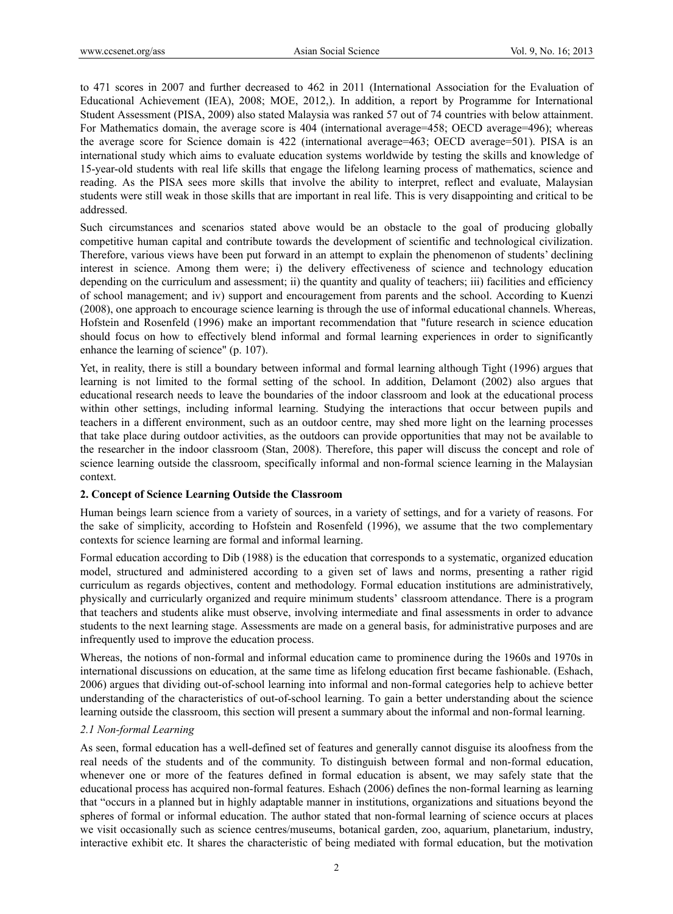to 471 scores in 2007 and further decreased to 462 in 2011 (International Association for the Evaluation of Educational Achievement (IEA), 2008; MOE, 2012,). In addition, a report by Programme for International Student Assessment (PISA, 2009) also stated Malaysia was ranked 57 out of 74 countries with below attainment. For Mathematics domain, the average score is 404 (international average=458; OECD average=496); whereas the average score for Science domain is 422 (international average=463; OECD average=501). PISA is an international study which aims to evaluate education systems worldwide by testing the skills and knowledge of 15-year-old students with real life skills that engage the lifelong learning process of mathematics, science and reading. As the PISA sees more skills that involve the ability to interpret, reflect and evaluate, Malaysian students were still weak in those skills that are important in real life. This is very disappointing and critical to be addressed.

Such circumstances and scenarios stated above would be an obstacle to the goal of producing globally competitive human capital and contribute towards the development of scientific and technological civilization. Therefore, various views have been put forward in an attempt to explain the phenomenon of students' declining interest in science. Among them were; i) the delivery effectiveness of science and technology education depending on the curriculum and assessment; ii) the quantity and quality of teachers; iii) facilities and efficiency of school management; and iv) support and encouragement from parents and the school. According to Kuenzi (2008), one approach to encourage science learning is through the use of informal educational channels. Whereas, Hofstein and Rosenfeld (1996) make an important recommendation that "future research in science education should focus on how to effectively blend informal and formal learning experiences in order to significantly enhance the learning of science" (p. 107).

Yet, in reality, there is still a boundary between informal and formal learning although Tight (1996) argues that learning is not limited to the formal setting of the school. In addition, Delamont (2002) also argues that educational research needs to leave the boundaries of the indoor classroom and look at the educational process within other settings, including informal learning. Studying the interactions that occur between pupils and teachers in a different environment, such as an outdoor centre, may shed more light on the learning processes that take place during outdoor activities, as the outdoors can provide opportunities that may not be available to the researcher in the indoor classroom (Stan, 2008). Therefore, this paper will discuss the concept and role of science learning outside the classroom, specifically informal and non-formal science learning in the Malaysian context.

## 2. Concept of Science Learning Outside the Classroom

Human beings learn science from a variety of sources, in a variety of settings, and for a variety of reasons. For the sake of simplicity, according to Hofstein and Rosenfeld (1996), we assume that the two complementary contexts for science learning are formal and informal learning.

Formal education according to Dib (1988) is the education that corresponds to a systematic, organized education model, structured and administered according to a given set of laws and norms, presenting a rather rigid curriculum as regards objectives, content and methodology. Formal education institutions are administratively, physically and curricularly organized and require minimum students' classroom attendance. There is a program that teachers and students alike must observe, involving intermediate and final assessments in order to advance students to the next learning stage. Assessments are made on a general basis, for administrative purposes and are infrequently used to improve the education process.

Whereas, the notions of non-formal and informal education came to prominence during the 1960s and 1970s in international discussions on education, at the same time as lifelong education first became fashionable. (Eshach, 2006) argues that dividing out-of-school learning into informal and non-formal categories help to achieve better understanding of the characteristics of out-of-school learning. To gain a better understanding about the science learning outside the classroom, this section will present a summary about the informal and non-formal learning.

### *2.1 Non-formal Learning*

As seen, formal education has a well-defined set of features and generally cannot disguise its aloofness from the real needs of the students and of the community. To distinguish between formal and non-formal education, whenever one or more of the features defined in formal education is absent, we may safely state that the educational process has acquired non-formal features. Eshach (2006) defines the non-formal learning as learning that "occurs in a planned but in highly adaptable manner in institutions, organizations and situations beyond the spheres of formal or informal education. The author stated that non-formal learning of science occurs at places we visit occasionally such as science centres/museums, botanical garden, zoo, aquarium, planetarium, industry, interactive exhibit etc. It shares the characteristic of being mediated with formal education, but the motivation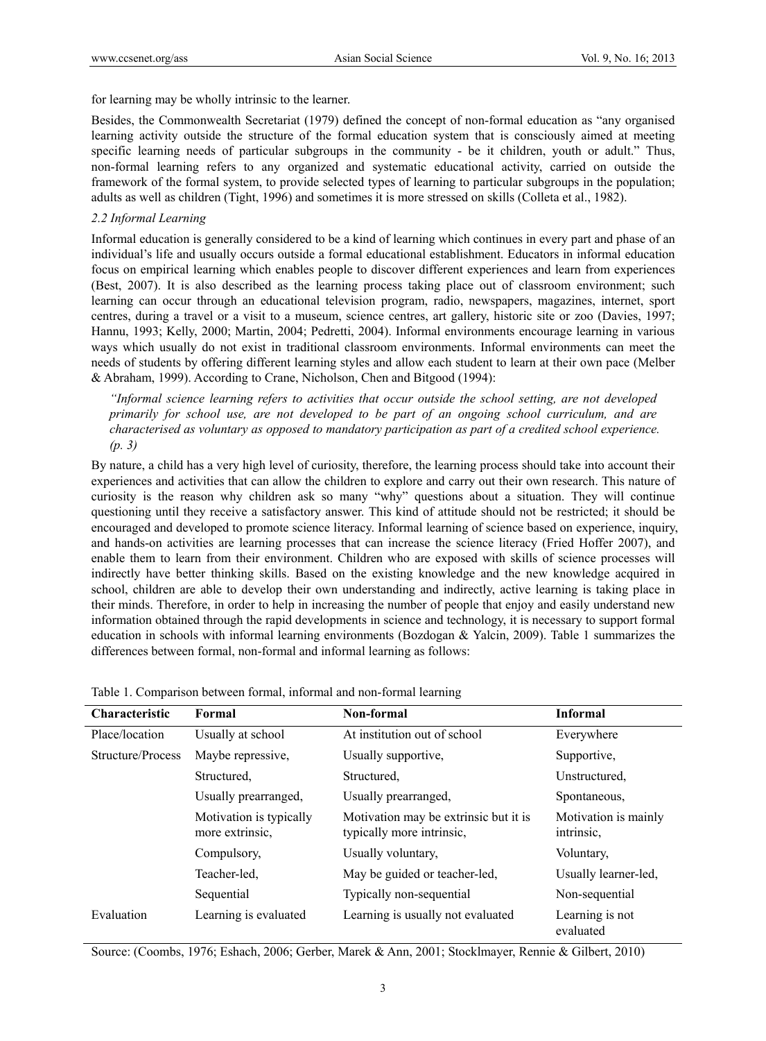for learning may be wholly intrinsic to the learner.

Besides, the Commonwealth Secretariat (1979) defined the concept of non-formal education as "any organised learning activity outside the structure of the formal education system that is consciously aimed at meeting specific learning needs of particular subgroups in the community - be it children, youth or adult." Thus, non-formal learning refers to any organized and systematic educational activity, carried on outside the framework of the formal system, to provide selected types of learning to particular subgroups in the population; adults as well as children (Tight, 1996) and sometimes it is more stressed on skills (Colleta et al., 1982).

### *2.2 Informal Learning*

Informal education is generally considered to be a kind of learning which continues in every part and phase of an individual's life and usually occurs outside a formal educational establishment. Educators in informal education focus on empirical learning which enables people to discover different experiences and learn from experiences (Best, 2007). It is also described as the learning process taking place out of classroom environment; such learning can occur through an educational television program, radio, newspapers, magazines, internet, sport centres, during a travel or a visit to a museum, science centres, art gallery, historic site or zoo (Davies, 1997; Hannu, 1993; Kelly, 2000; Martin, 2004; Pedretti, 2004). Informal environments encourage learning in various ways which usually do not exist in traditional classroom environments. Informal environments can meet the needs of students by offering different learning styles and allow each student to learn at their own pace (Melber & Abraham, 1999). According to Crane, Nicholson, Chen and Bitgood (1994):

> *"Informal science learning refers to activities that occur outside the school setting, are not developed primarily for school use, are not developed to be part of an ongoing school curriculum, and are characterised as voluntary as opposed to mandatory participation as part of a credited school experience. (p. 3)*

By nature, a child has a very high level of curiosity, therefore, the learning process should take into account their experiences and activities that can allow the children to explore and carry out their own research. This nature of curiosity is the reason why children ask so many "why" questions about a situation. They will continue questioning until they receive a satisfactory answer. This kind of attitude should not be restricted; it should be encouraged and developed to promote science literacy. Informal learning of science based on experience, inquiry, and hands-on activities are learning processes that can increase the science literacy (Fried Hoffer 2007), and enable them to learn from their environment. Children who are exposed with skills of science processes will indirectly have better thinking skills. Based on the existing knowledge and the new knowledge acquired in school, children are able to develop their own understanding and indirectly, active learning is taking place in their minds. Therefore, in order to help in increasing the number of people that enjoy and easily understand new information obtained through the rapid developments in science and technology, it is necessary to support formal education in schools with informal learning environments (Bozdogan & Yalcin, 2009). Table 1 summarizes the differences between formal, non-formal and informal learning as follows:

Table 1. Comparison between formal, informal and non-formal learning

| Characteristic | Formal | Non-formal | Informal |
|---|---|---|---|
| Place/location | Usually at school | At institution out of school | Everywhere |
| Structure/Process | Maybe repressive, | Usually supportive, | Supportive, |
| | Structured, | Structured, | Unstructured, |
| | Usually prearranged, | Usually prearranged, | Spontaneous, |
| | Motivation is typically more extrinsic, | Motivation may be extrinsic but it is typically more intrinsic, | Motivation is mainly intrinsic, |
| | Compulsory, | Usually voluntary, | Voluntary, |
| | Teacher-led, | May be guided or teacher-led, | Usually learner-led, |
| | Sequential | Typically non-sequential | Non-sequential |
| Evaluation | Learning is evaluated | Learning is usually not evaluated | Learning is not evaluated |

Source: (Coombs, 1976; Eshach, 2006; Gerber, Marek & Ann, 2001; Stocklmayer, Rennie & Gilbert, 2010)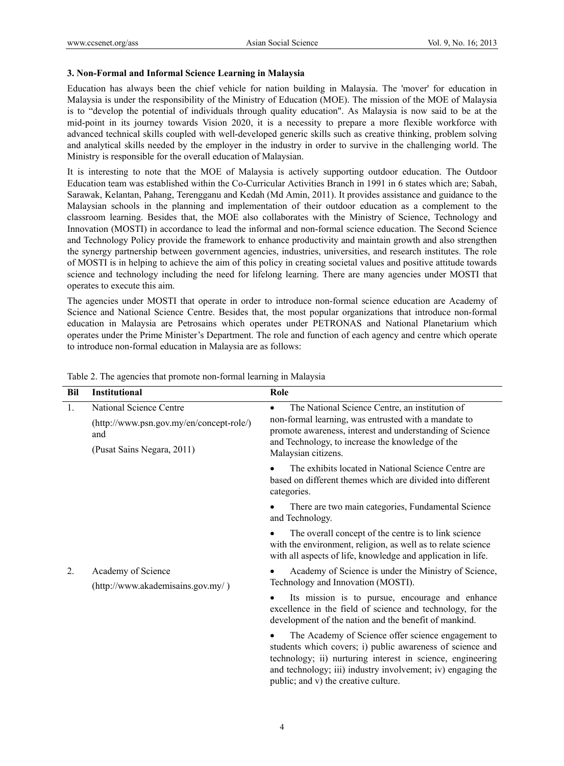### 3. Non-Formal and Informal Science Learning in Malaysia

Education has always been the chief vehicle for nation building in Malaysia. The 'mover' for education in Malaysia is under the responsibility of the Ministry of Education (MOE). The mission of the MOE of Malaysia is to "develop the potential of individuals through quality education". As Malaysia is now said to be at the mid-point in its journey towards Vision 2020, it is a necessity to prepare a more flexible workforce with advanced technical skills coupled with well-developed generic skills such as creative thinking, problem solving and analytical skills needed by the employer in the industry in order to survive in the challenging world. The Ministry is responsible for the overall education of Malaysian.

It is interesting to note that the MOE of Malaysia is actively supporting outdoor education. The Outdoor Education team was established within the Co-Curricular Activities Branch in 1991 in 6 states which are; Sabah, Sarawak, Kelantan, Pahang, Terengganu and Kedah (Md Amin, 2011). It provides assistance and guidance to the Malaysian schools in the planning and implementation of their outdoor education as a complement to the classroom learning. Besides that, the MOE also collaborates with the Ministry of Science, Technology and Innovation (MOSTI) in accordance to lead the informal and non-formal science education. The Second Science and Technology Policy provide the framework to enhance productivity and maintain growth and also strengthen the synergy partnership between government agencies, industries, universities, and research institutes. The role of MOSTI is in helping to achieve the aim of this policy in creating societal values and positive attitude towards science and technology including the need for lifelong learning. There are many agencies under MOSTI that operates to execute this aim.

The agencies under MOSTI that operate in order to introduce non-formal science education are Academy of Science and National Science Centre. Besides that, the most popular organizations that introduce non-formal education in Malaysia are Petrosains which operates under PETRONAS and National Planetarium which operates under the Prime Minister's Department. The role and function of each agency and centre which operate to introduce non-formal education in Malaysia are as follows:

Table 2. The agencies that promote non-formal learning in Malaysia

| Bil | Institutional | Role |
|---|---|---|
| 1. | National Science Centre (http://www.psn.gov.my/en/concept-role/) and (Pusat Sains Negara, 2011) | • The National Science Centre, an institution of non-formal learning, was entrusted with a mandate to promote awareness, interest and understanding of Science and Technology, to increase the knowledge of the Malaysian citizens. |
| | | • The exhibits located in National Science Centre are based on different themes which are divided into different categories. |
| | | • There are two main categories, Fundamental Science and Technology. |
| | | • The overall concept of the centre is to link science with the environment, religion, as well as to relate science with all aspects of life, knowledge and application in life. |
| 2. | Academy of Science (http://www.akademisains.gov.my/ ) | • Academy of Science is under the Ministry of Science, Technology and Innovation (MOSTI). |
| | | • Its mission is to pursue, encourage and enhance excellence in the field of science and technology, for the development of the nation and the benefit of mankind. |
| | | • The Academy of Science offer science engagement to students which covers; i) public awareness of science and technology; ii) nurturing interest in science, engineering and technology; iii) industry involvement; iv) engaging the public; and v) the creative culture. |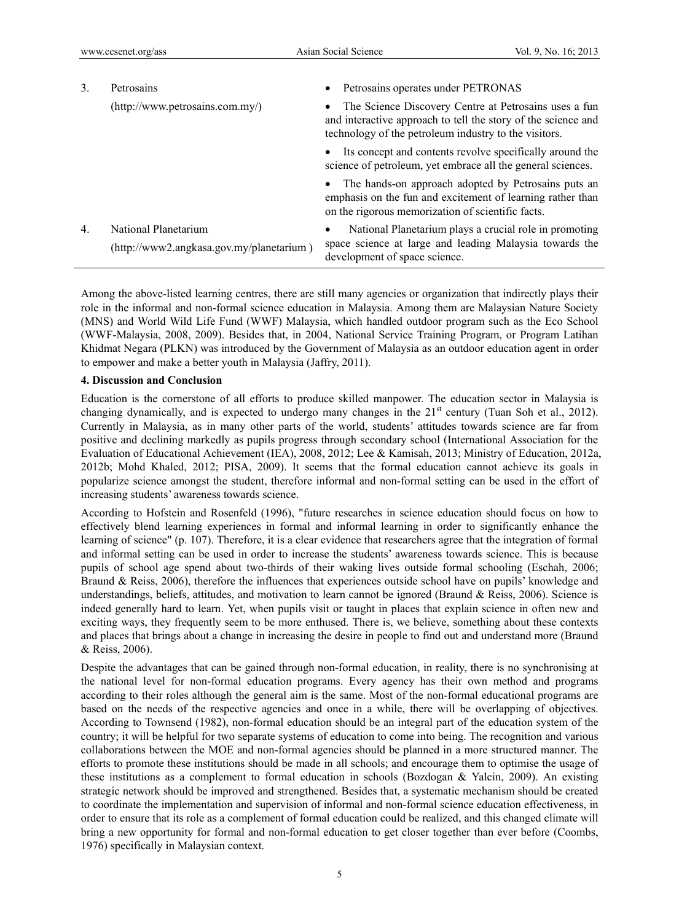| | | |
|---|---|---|
| 3. | Petrosains (http://www.petrosains.com.my/) | • Petrosains operates under PETRONAS<br>• The Science Discovery Centre at Petrosains uses a fun and interactive approach to tell the story of the science and technology of the petroleum industry to the visitors.<br>• Its concept and contents revolve specifically around the science of petroleum, yet embrace all the general sciences.<br>• The hands-on approach adopted by Petrosains puts an emphasis on the fun and excitement of learning rather than on the rigorous memorization of scientific facts. |
| 4. | National Planetarium (http://www2.angkasa.gov.my/planetarium ) | • National Planetarium plays a crucial role in promoting space science at large and leading Malaysia towards the development of space science. |

Among the above-listed learning centres, there are still many agencies or organization that indirectly plays their role in the informal and non-formal science education in Malaysia. Among them are Malaysian Nature Society (MNS) and World Wild Life Fund (WWF) Malaysia, which handled outdoor program such as the Eco School (WWF-Malaysia, 2008, 2009). Besides that, in 2004, National Service Training Program, or Program Latihan Khidmat Negara (PLKN) was introduced by the Government of Malaysia as an outdoor education agent in order to empower and make a better youth in Malaysia (Jaffry, 2011).

**4. Discussion and Conclusion**

Education is the cornerstone of all efforts to produce skilled manpower. The education sector in Malaysia is changing dynamically, and is expected to undergo many changes in the 21st century (Tuan Soh et al., 2012). Currently in Malaysia, as in many other parts of the world, students' attitudes towards science are far from positive and declining markedly as pupils progress through secondary school (International Association for the Evaluation of Educational Achievement (IEA), 2008, 2012; Lee & Kamisah, 2013; Ministry of Education, 2012a, 2012b; Mohd Khaled, 2012; PISA, 2009). It seems that the formal education cannot achieve its goals in popularize science amongst the student, therefore informal and non-formal setting can be used in the effort of increasing students' awareness towards science.

According to Hofstein and Rosenfeld (1996), "future researches in science education should focus on how to effectively blend learning experiences in formal and informal learning in order to significantly enhance the learning of science" (p. 107). Therefore, it is a clear evidence that researchers agree that the integration of formal and informal setting can be used in order to increase the students' awareness towards science. This is because pupils of school age spend about two-thirds of their waking lives outside formal schooling (Eschah, 2006; Braund & Reiss, 2006), therefore the influences that experiences outside school have on pupils' knowledge and understandings, beliefs, attitudes, and motivation to learn cannot be ignored (Braund & Reiss, 2006). Science is indeed generally hard to learn. Yet, when pupils visit or taught in places that explain science in often new and exciting ways, they frequently seem to be more enthused. There is, we believe, something about these contexts and places that brings about a change in increasing the desire in people to find out and understand more (Braund & Reiss, 2006).

Despite the advantages that can be gained through non-formal education, in reality, there is no synchronising at the national level for non-formal education programs. Every agency has their own method and programs according to their roles although the general aim is the same. Most of the non-formal educational programs are based on the needs of the respective agencies and once in a while, there will be overlapping of objectives. According to Townsend (1982), non-formal education should be an integral part of the education system of the country; it will be helpful for two separate systems of education to come into being. The recognition and various collaborations between the MOE and non-formal agencies should be planned in a more structured manner. The efforts to promote these institutions should be made in all schools; and encourage them to optimise the usage of these institutions as a complement to formal education in schools (Bozdogan & Yalcin, 2009). An existing strategic network should be improved and strengthened. Besides that, a systematic mechanism should be created to coordinate the implementation and supervision of informal and non-formal science education effectiveness, in order to ensure that its role as a complement of formal education could be realized, and this changed climate will bring a new opportunity for formal and non-formal education to get closer together than ever before (Coombs, 1976) specifically in Malaysian context.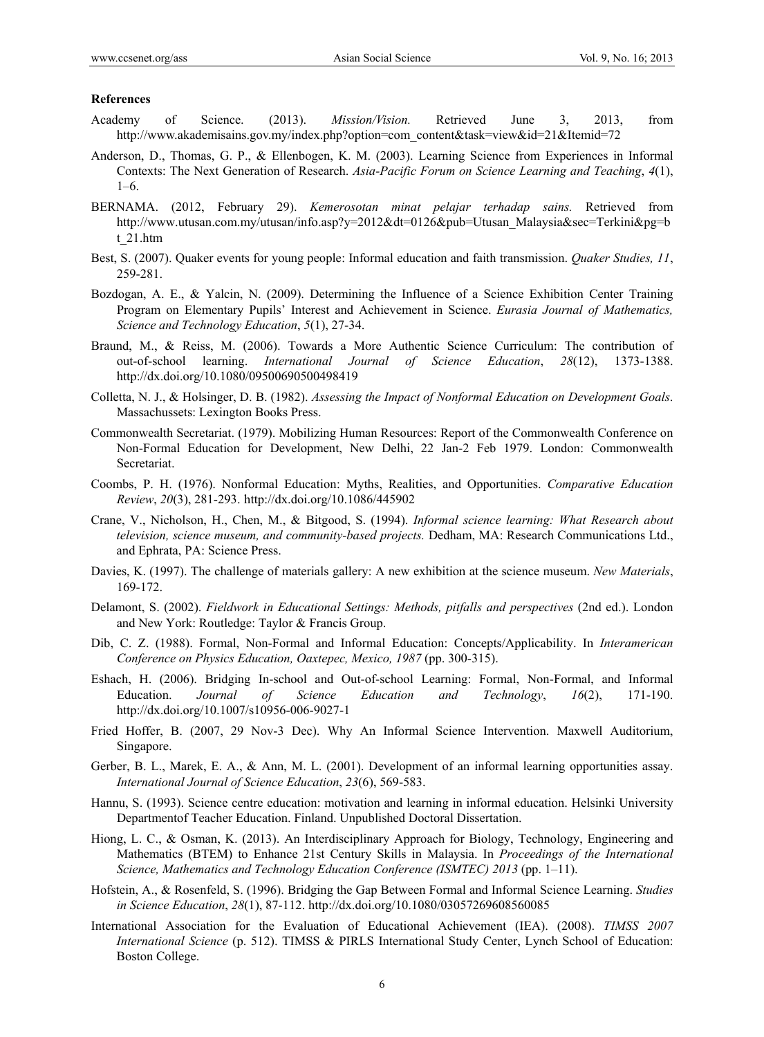**References**

Academy of Science. (2013). *Mission/Vision.* Retrieved June 3, 2013, from http://www.akademisains.gov.my/index.php?option=com_content&task=view&id=21&Itemid=72

Anderson, D., Thomas, G. P., & Ellenbogen, K. M. (2003). Learning Science from Experiences in Informal Contexts: The Next Generation of Research. *Asia-Pacific Forum on Science Learning and Teaching*, *4*(1), 1–6.

BERNAMA. (2012, February 29). *Kemerosotan minat pelajar terhadap sains.* Retrieved from http://www.utusan.com.my/utusan/info.asp?y=2012&dt=0126&pub=Utusan_Malaysia&sec=Terkini&pg=bt_21.htm

Best, S. (2007). Quaker events for young people: Informal education and faith transmission. *Quaker Studies, 11*, 259-281.

Bozdogan, A. E., & Yalcin, N. (2009). Determining the Influence of a Science Exhibition Center Training Program on Elementary Pupils' Interest and Achievement in Science. *Eurasia Journal of Mathematics, Science and Technology Education*, *5*(1), 27-34.

Braund, M., & Reiss, M. (2006). Towards a More Authentic Science Curriculum: The contribution of out-of-school learning. *International Journal of Science Education*, *28*(12), 1373-1388. http://dx.doi.org/10.1080/09500690500498419

Colletta, N. J., & Holsinger, D. B. (1982). *Assessing the Impact of Nonformal Education on Development Goals*. Massachussets: Lexington Books Press.

Commonwealth Secretariat. (1979). Mobilizing Human Resources: Report of the Commonwealth Conference on Non-Formal Education for Development, New Delhi, 22 Jan-2 Feb 1979. London: Commonwealth Secretariat.

Coombs, P. H. (1976). Nonformal Education: Myths, Realities, and Opportunities. *Comparative Education Review*, *20*(3), 281-293. http://dx.doi.org/10.1086/445902

Crane, V., Nicholson, H., Chen, M., & Bitgood, S. (1994). *Informal science learning: What Research about television, science museum, and community-based projects.* Dedham, MA: Research Communications Ltd., and Ephrata, PA: Science Press.

Davies, K. (1997). The challenge of materials gallery: A new exhibition at the science museum. *New Materials*, 169-172.

Delamont, S. (2002). *Fieldwork in Educational Settings: Methods, pitfalls and perspectives* (2nd ed.). London and New York: Routledge: Taylor & Francis Group.

Dib, C. Z. (1988). Formal, Non-Formal and Informal Education: Concepts/Applicability. In *Interamerican Conference on Physics Education, Oaxtepec, Mexico, 1987* (pp. 300-315).

Eshach, H. (2006). Bridging In-school and Out-of-school Learning: Formal, Non-Formal, and Informal Education. *Journal of Science Education and Technology*, *16*(2), 171-190. http://dx.doi.org/10.1007/s10956-006-9027-1

Fried Hoffer, B. (2007, 29 Nov-3 Dec). Why An Informal Science Intervention. Maxwell Auditorium, Singapore.

Gerber, B. L., Marek, E. A., & Ann, M. L. (2001). Development of an informal learning opportunities assay. *International Journal of Science Education*, *23*(6), 569-583.

Hannu, S. (1993). Science centre education: motivation and learning in informal education. Helsinki University Departmentof Teacher Education. Finland. Unpublished Doctoral Dissertation.

Hiong, L. C., & Osman, K. (2013). An Interdisciplinary Approach for Biology, Technology, Engineering and Mathematics (BTEM) to Enhance 21st Century Skills in Malaysia. In *Proceedings of the International Science, Mathematics and Technology Education Conference (ISMTEC) 2013* (pp. 1–11).

Hofstein, A., & Rosenfeld, S. (1996). Bridging the Gap Between Formal and Informal Science Learning. *Studies in Science Education*, *28*(1), 87-112. http://dx.doi.org/10.1080/03057269608560085

International Association for the Evaluation of Educational Achievement (IEA). (2008). *TIMSS 2007 International Science* (p. 512). TIMSS & PIRLS International Study Center, Lynch School of Education: Boston College.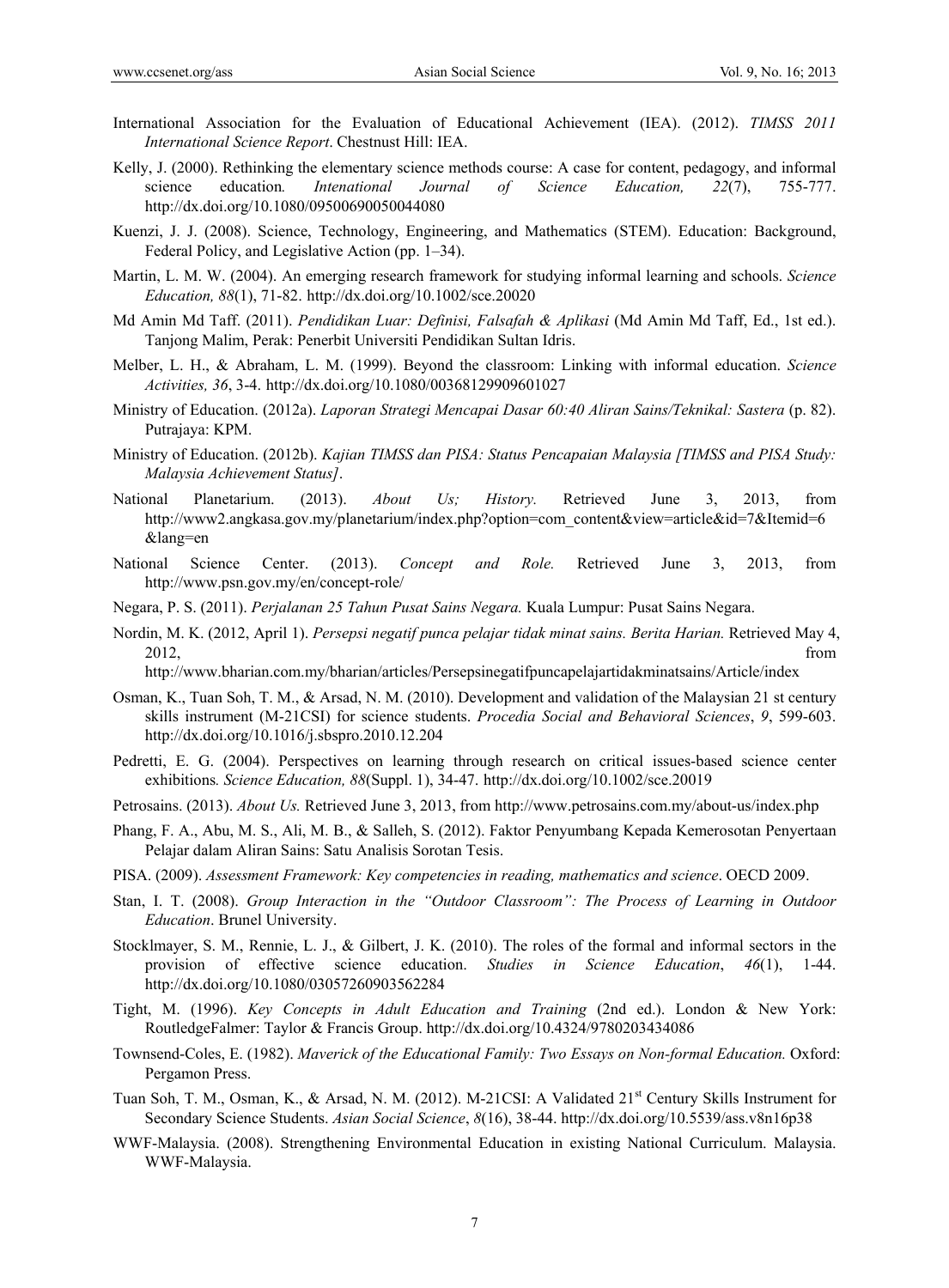International Association for the Evaluation of Educational Achievement (IEA). (2012). *TIMSS 2011 International Science Report*. Chestnust Hill: IEA.

Kelly, J. (2000). Rethinking the elementary science methods course: A case for content, pedagogy, and informal science education*. Intenational Journal of Science Education, 22*(7), 755-777. http://dx.doi.org/10.1080/09500690050044080

Kuenzi, J. J. (2008). Science, Technology, Engineering, and Mathematics (STEM). Education: Background, Federal Policy, and Legislative Action (pp. 1–34).

Martin, L. M. W. (2004). An emerging research framework for studying informal learning and schools. *Science Education, 88*(1), 71-82. http://dx.doi.org/10.1002/sce.20020

Md Amin Md Taff. (2011). *Pendidikan Luar: Definisi, Falsafah & Aplikasi* (Md Amin Md Taff, Ed., 1st ed.). Tanjong Malim, Perak: Penerbit Universiti Pendidikan Sultan Idris.

Melber, L. H., & Abraham, L. M. (1999). Beyond the classroom: Linking with informal education. *Science Activities, 36*, 3-4. http://dx.doi.org/10.1080/00368129909601027

Ministry of Education. (2012a). *Laporan Strategi Mencapai Dasar 60:40 Aliran Sains/Teknikal: Sastera* (p. 82). Putrajaya: KPM.

Ministry of Education. (2012b). *Kajian TIMSS dan PISA: Status Pencapaian Malaysia [TIMSS and PISA Study: Malaysia Achievement Status]*.

National Planetarium. (2013). *About Us; History.* Retrieved June 3, 2013, from http://www2.angkasa.gov.my/planetarium/index.php?option=com_content&view=article&id=7&Itemid=6&lang=en

National Science Center. (2013). *Concept and Role.* Retrieved June 3, 2013, from http://www.psn.gov.my/en/concept-role/

Negara, P. S. (2011). *Perjalanan 25 Tahun Pusat Sains Negara.* Kuala Lumpur: Pusat Sains Negara.

Nordin, M. K. (2012, April 1). *Persepsi negatif punca pelajar tidak minat sains. Berita Harian.* Retrieved May 4, 2012, from http://www.bharian.com.my/bharian/articles/Persepsinegatifpuncapelajartidakminatsains/Article/index

Osman, K., Tuan Soh, T. M., & Arsad, N. M. (2010). Development and validation of the Malaysian 21 st century skills instrument (M-21CSI) for science students. *Procedia Social and Behavioral Sciences*, *9*, 599-603. http://dx.doi.org/10.1016/j.sbspro.2010.12.204

Pedretti, E. G. (2004). Perspectives on learning through research on critical issues-based science center exhibitions*. Science Education, 88*(Suppl. 1), 34-47. http://dx.doi.org/10.1002/sce.20019

Petrosains. (2013). *About Us.* Retrieved June 3, 2013, from http://www.petrosains.com.my/about-us/index.php

Phang, F. A., Abu, M. S., Ali, M. B., & Salleh, S. (2012). Faktor Penyumbang Kepada Kemerosotan Penyertaan Pelajar dalam Aliran Sains: Satu Analisis Sorotan Tesis.

PISA. (2009). *Assessment Framework: Key competencies in reading, mathematics and science*. OECD 2009.

Stan, I. T. (2008). *Group Interaction in the "Outdoor Classroom": The Process of Learning in Outdoor Education*. Brunel University.

Stocklmayer, S. M., Rennie, L. J., & Gilbert, J. K. (2010). The roles of the formal and informal sectors in the provision of effective science education. *Studies in Science Education*, *46*(1), 1-44. http://dx.doi.org/10.1080/03057260903562284

Tight, M. (1996). *Key Concepts in Adult Education and Training* (2nd ed.). London & New York: RoutledgeFalmer: Taylor & Francis Group. http://dx.doi.org/10.4324/9780203434086

Townsend-Coles, E. (1982). *Maverick of the Educational Family: Two Essays on Non-formal Education.* Oxford: Pergamon Press.

Tuan Soh, T. M., Osman, K., & Arsad, N. M. (2012). M-21CSI: A Validated 21st Century Skills Instrument for Secondary Science Students. *Asian Social Science*, *8*(16), 38-44. http://dx.doi.org/10.5539/ass.v8n16p38

WWF-Malaysia. (2008). Strengthening Environmental Education in existing National Curriculum. Malaysia. WWF-Malaysia.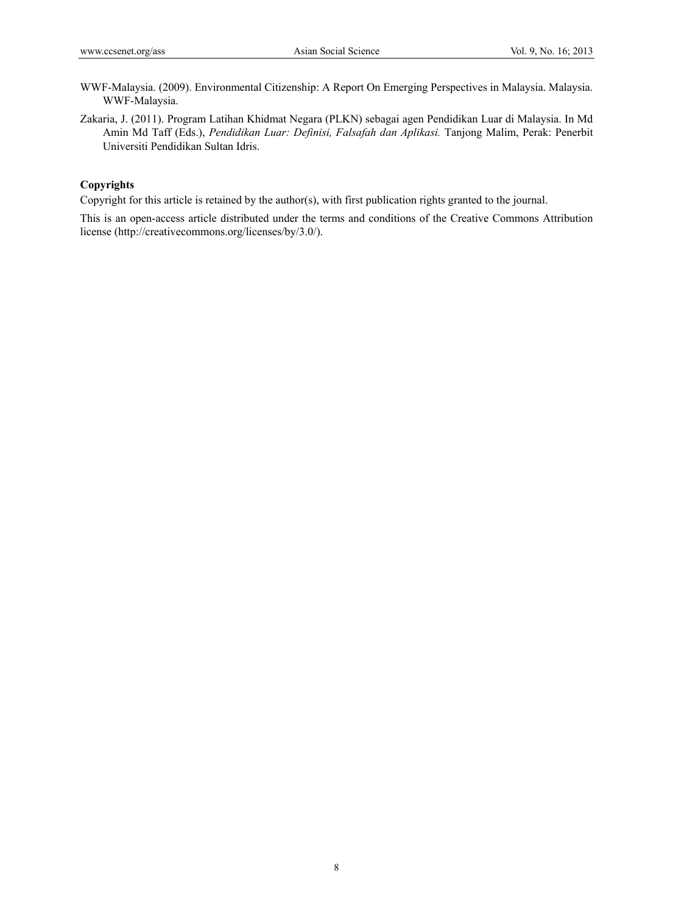WWF-Malaysia. (2009). Environmental Citizenship: A Report On Emerging Perspectives in Malaysia. Malaysia. WWF-Malaysia.

Zakaria, J. (2011). Program Latihan Khidmat Negara (PLKN) sebagai agen Pendidikan Luar di Malaysia. In Md Amin Md Taff (Eds.), *Pendidikan Luar: Definisi, Falsafah dan Aplikasi.* Tanjong Malim, Perak: Penerbit Universiti Pendidikan Sultan Idris.

**Copyrights**

Copyright for this article is retained by the author(s), with first publication rights granted to the journal.

This is an open-access article distributed under the terms and conditions of the Creative Commons Attribution license (http://creativecommons.org/licenses/by/3.0/).